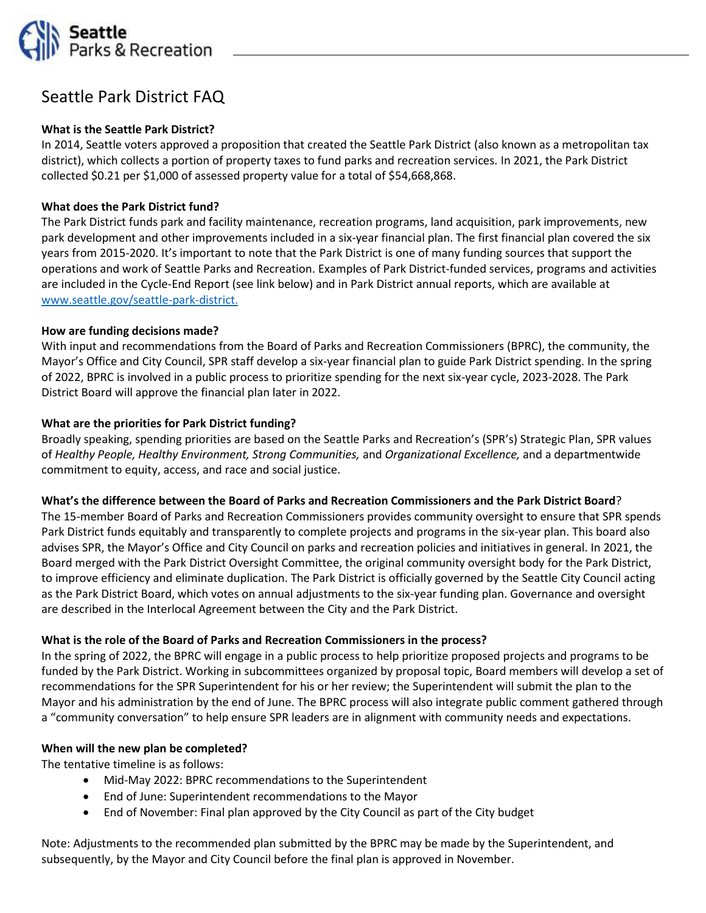# Seattle Park District FAQ

**What is the Seattle Park District?**
In 2014, Seattle voters approved a proposition that created the Seattle Park District (also known as a metropolitan tax district), which collects a portion of property taxes to fund parks and recreation services. In 2021, the Park District collected $0.21 per $1,000 of assessed property value for a total of $54,668,868.

**What does the Park District fund?**
The Park District funds park and facility maintenance, recreation programs, land acquisition, park improvements, new park development and other improvements included in a six-year financial plan. The first financial plan covered the six years from 2015-2020. It's important to note that the Park District is one of many funding sources that support the operations and work of Seattle Parks and Recreation. Examples of Park District-funded services, programs and activities are included in the Cycle-End Report (see link below) and in Park District annual reports, which are available at [www.seattle.gov/seattle-park-district.](www.seattle.gov/seattle-park-district)

**How are funding decisions made?**
With input and recommendations from the Board of Parks and Recreation Commissioners (BPRC), the community, the Mayor's Office and City Council, SPR staff develop a six-year financial plan to guide Park District spending. In the spring of 2022, BPRC is involved in a public process to prioritize spending for the next six-year cycle, 2023-2028. The Park District Board will approve the financial plan later in 2022.

**What are the priorities for Park District funding?**
Broadly speaking, spending priorities are based on the Seattle Parks and Recreation's (SPR's) Strategic Plan, SPR values of *Healthy People, Healthy Environment, Strong Communities,* and *Organizational Excellence,* and a departmentwide commitment to equity, access, and race and social justice.

**What's the difference between the Board of Parks and Recreation Commissioners and the Park District Board**?
The 15-member Board of Parks and Recreation Commissioners provides community oversight to ensure that SPR spends Park District funds equitably and transparently to complete projects and programs in the six-year plan. This board also advises SPR, the Mayor's Office and City Council on parks and recreation policies and initiatives in general. In 2021, the Board merged with the Park District Oversight Committee, the original community oversight body for the Park District, to improve efficiency and eliminate duplication. The Park District is officially governed by the Seattle City Council acting as the Park District Board, which votes on annual adjustments to the six-year funding plan. Governance and oversight are described in the Interlocal Agreement between the City and the Park District.

**What is the role of the Board of Parks and Recreation Commissioners in the process?**
In the spring of 2022, the BPRC will engage in a public process to help prioritize proposed projects and programs to be funded by the Park District. Working in subcommittees organized by proposal topic, Board members will develop a set of recommendations for the SPR Superintendent for his or her review; the Superintendent will submit the plan to the Mayor and his administration by the end of June. The BPRC process will also integrate public comment gathered through a "community conversation" to help ensure SPR leaders are in alignment with community needs and expectations.

**When will the new plan be completed?**
The tentative timeline is as follows:

- Mid-May 2022: BPRC recommendations to the Superintendent
- End of June: Superintendent recommendations to the Mayor
- End of November: Final plan approved by the City Council as part of the City budget

Note: Adjustments to the recommended plan submitted by the BPRC may be made by the Superintendent, and subsequently, by the Mayor and City Council before the final plan is approved in November.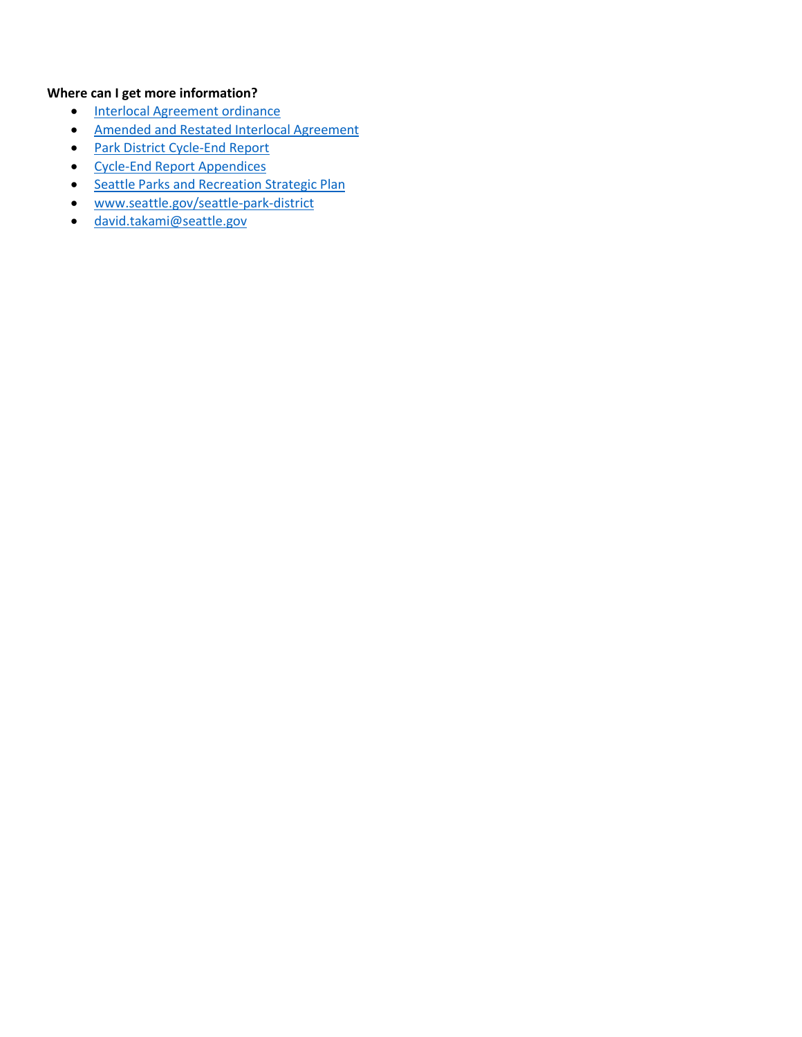**Where can I get more information?**

- Interlocal Agreement ordinance
- Amended and Restated Interlocal Agreement
- Park District Cycle-End Report
- Cycle-End Report Appendices
- Seattle Parks and Recreation Strategic Plan
- www.seattle.gov/seattle-park-district
- david.takami@seattle.gov